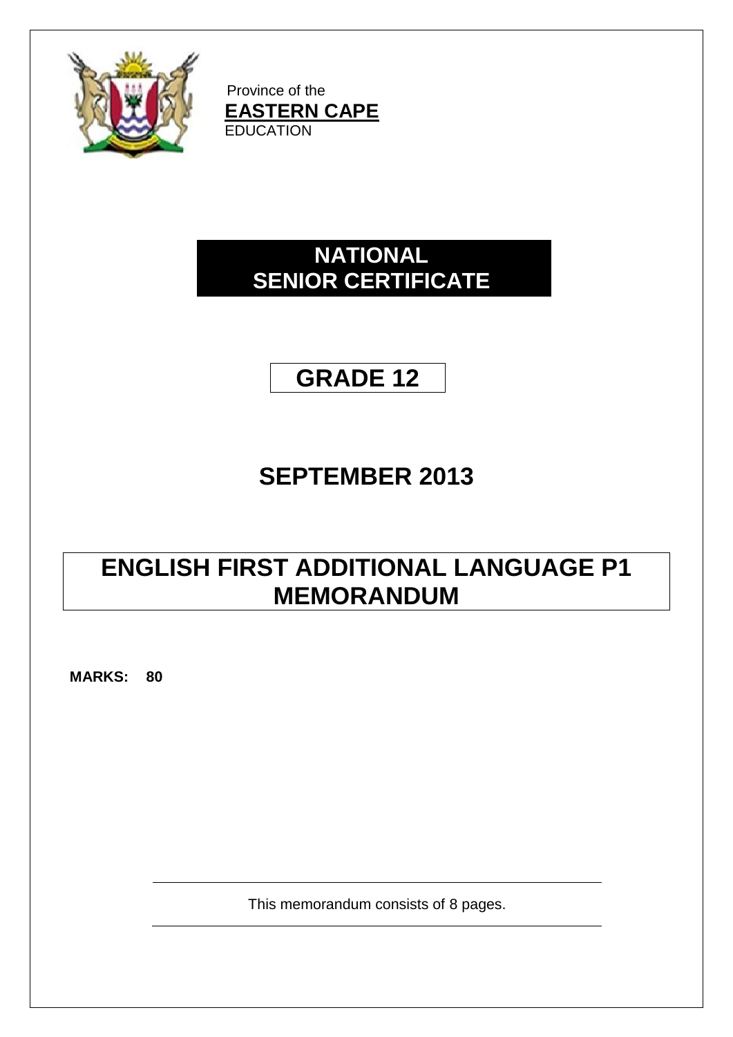Province of the
**EASTERN CAPE**
EDUCATION

# NATIONAL SENIOR CERTIFICATE

# GRADE 12

# SEPTEMBER 2013

# ENGLISH FIRST ADDITIONAL LANGUAGE P1 MEMORANDUM

**MARKS: 80**

This memorandum consists of 8 pages.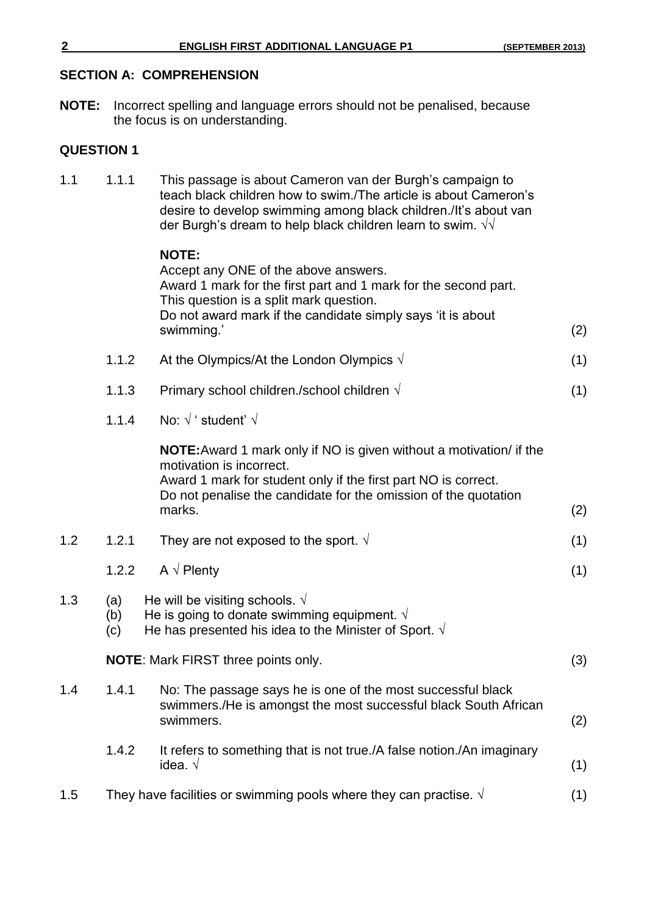## SECTION A: COMPREHENSION

**NOTE:** Incorrect spelling and language errors should not be penalised, because the focus is on understanding.

### QUESTION 1

1.1

1.1.1 This passage is about Cameron van der Burgh's campaign to teach black children how to swim./The article is about Cameron's desire to develop swimming among black children./It's about van der Burgh's dream to help black children learn to swim. √√

**NOTE:**
Accept any ONE of the above answers.
Award 1 mark for the first part and 1 mark for the second part.
This question is a split mark question.
Do not award mark if the candidate simply says 'it is about swimming.' (2)

1.1.2 At the Olympics/At the London Olympics √ (1)

1.1.3 Primary school children./school children √ (1)

1.1.4 No: √ ' student' √

**NOTE:** Award 1 mark only if NO is given without a motivation/ if the motivation is incorrect.
Award 1 mark for student only if the first part NO is correct.
Do not penalise the candidate for the omission of the quotation marks. (2)

1.2

1.2.1 They are not exposed to the sport. √ (1)

1.2.2 A √ Plenty (1)

1.3

(a) He will be visiting schools. √
(b) He is going to donate swimming equipment. √
(c) He has presented his idea to the Minister of Sport. √

**NOTE**: Mark FIRST three points only. (3)

1.4

1.4.1 No: The passage says he is one of the most successful black swimmers./He is amongst the most successful black South African swimmers. (2)

1.4.2 It refers to something that is not true./A false notion./An imaginary idea. √ (1)

1.5 They have facilities or swimming pools where they can practise. √ (1)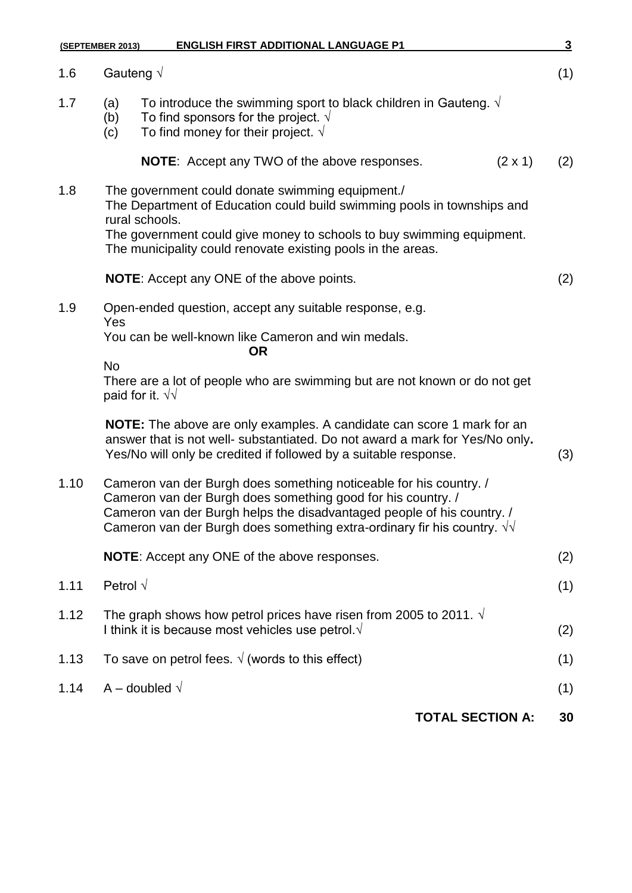1.6 Gauteng √ (1)

1.7 (a) To introduce the swimming sport to black children in Gauteng. √
(b) To find sponsors for the project. √
(c) To find money for their project. √

**NOTE**: Accept any TWO of the above responses. (2 x 1) (2)

1.8 The government could donate swimming equipment./
The Department of Education could build swimming pools in townships and rural schools.
The government could give money to schools to buy swimming equipment.
The municipality could renovate existing pools in the areas.

**NOTE**: Accept any ONE of the above points. (2)

1.9 Open-ended question, accept any suitable response, e.g.
Yes
You can be well-known like Cameron and win medals.

**OR**

No
There are a lot of people who are swimming but are not known or do not get paid for it. √√

**NOTE:** The above are only examples. A candidate can score 1 mark for an answer that is not well- substantiated. Do not award a mark for Yes/No only**.** Yes/No will only be credited if followed by a suitable response. (3)

1.10 Cameron van der Burgh does something noticeable for his country. /
Cameron van der Burgh does something good for his country. /
Cameron van der Burgh helps the disadvantaged people of his country. /
Cameron van der Burgh does something extra-ordinary fir his country. √√

**NOTE**: Accept any ONE of the above responses. (2)

1.11 Petrol √ (1)

1.12 The graph shows how petrol prices have risen from 2005 to 2011. √
I think it is because most vehicles use petrol.√ (2)

1.13 To save on petrol fees. √ (words to this effect) (1)

1.14 A – doubled √ (1)

**TOTAL SECTION A: 30**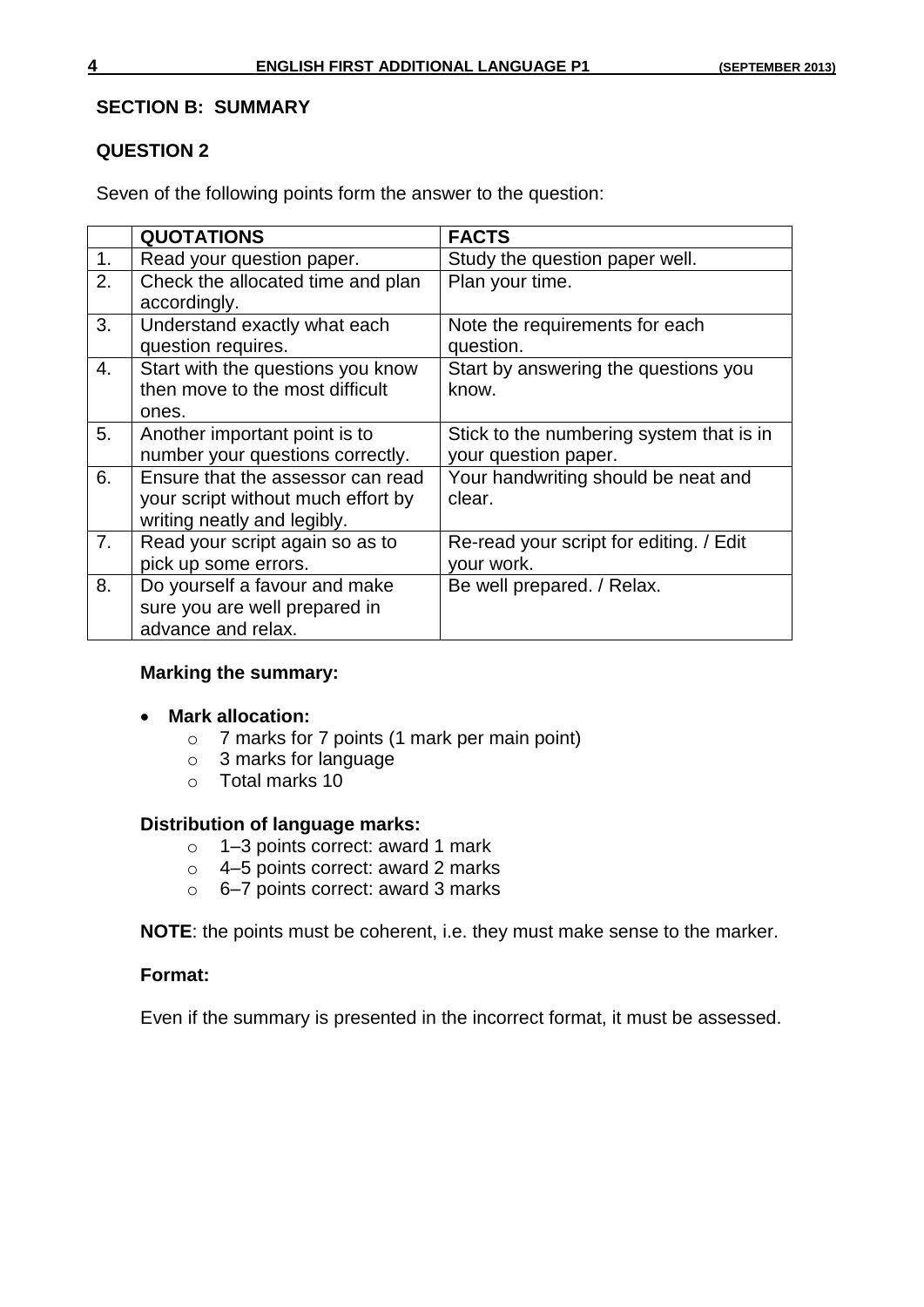## SECTION B: SUMMARY

### QUESTION 2

Seven of the following points form the answer to the question:

| | QUOTATIONS | FACTS |
|---|---|---|
| 1. | Read your question paper. | Study the question paper well. |
| 2. | Check the allocated time and plan accordingly. | Plan your time. |
| 3. | Understand exactly what each question requires. | Note the requirements for each question. |
| 4. | Start with the questions you know then move to the most difficult ones. | Start by answering the questions you know. |
| 5. | Another important point is to number your questions correctly. | Stick to the numbering system that is in your question paper. |
| 6. | Ensure that the assessor can read your script without much effort by writing neatly and legibly. | Your handwriting should be neat and clear. |
| 7. | Read your script again so as to pick up some errors. | Re-read your script for editing. / Edit your work. |
| 8. | Do yourself a favour and make sure you are well prepared in advance and relax. | Be well prepared. / Relax. |

**Marking the summary:**

- **Mark allocation:**
  - 7 marks for 7 points (1 mark per main point)
  - 3 marks for language
  - Total marks 10

**Distribution of language marks:**

- 1–3 points correct: award 1 mark
- 4–5 points correct: award 2 marks
- 6–7 points correct: award 3 marks

**NOTE**: the points must be coherent, i.e. they must make sense to the marker.

**Format:**

Even if the summary is presented in the incorrect format, it must be assessed.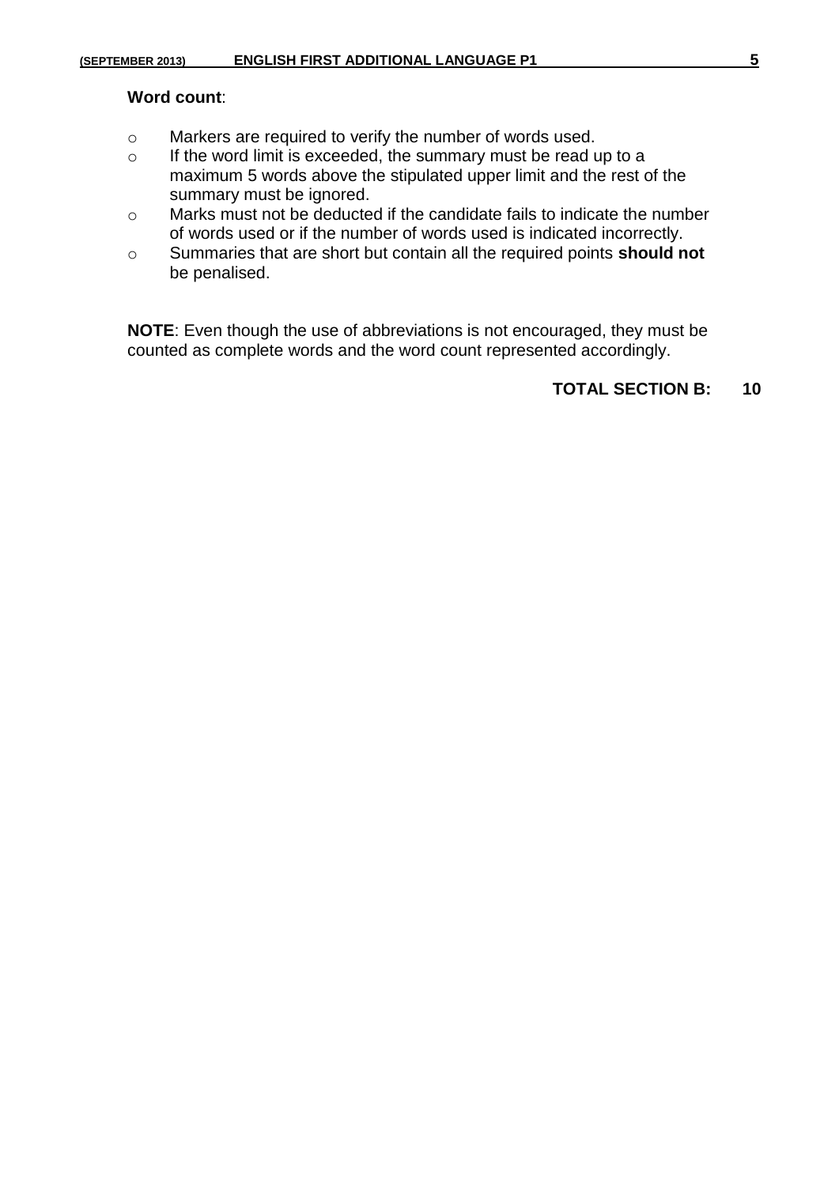**Word count**:

- Markers are required to verify the number of words used.
- If the word limit is exceeded, the summary must be read up to a maximum 5 words above the stipulated upper limit and the rest of the summary must be ignored.
- Marks must not be deducted if the candidate fails to indicate the number of words used or if the number of words used is indicated incorrectly.
- Summaries that are short but contain all the required points **should not** be penalised.

**NOTE**: Even though the use of abbreviations is not encouraged, they must be counted as complete words and the word count represented accordingly.

**TOTAL SECTION B: 10**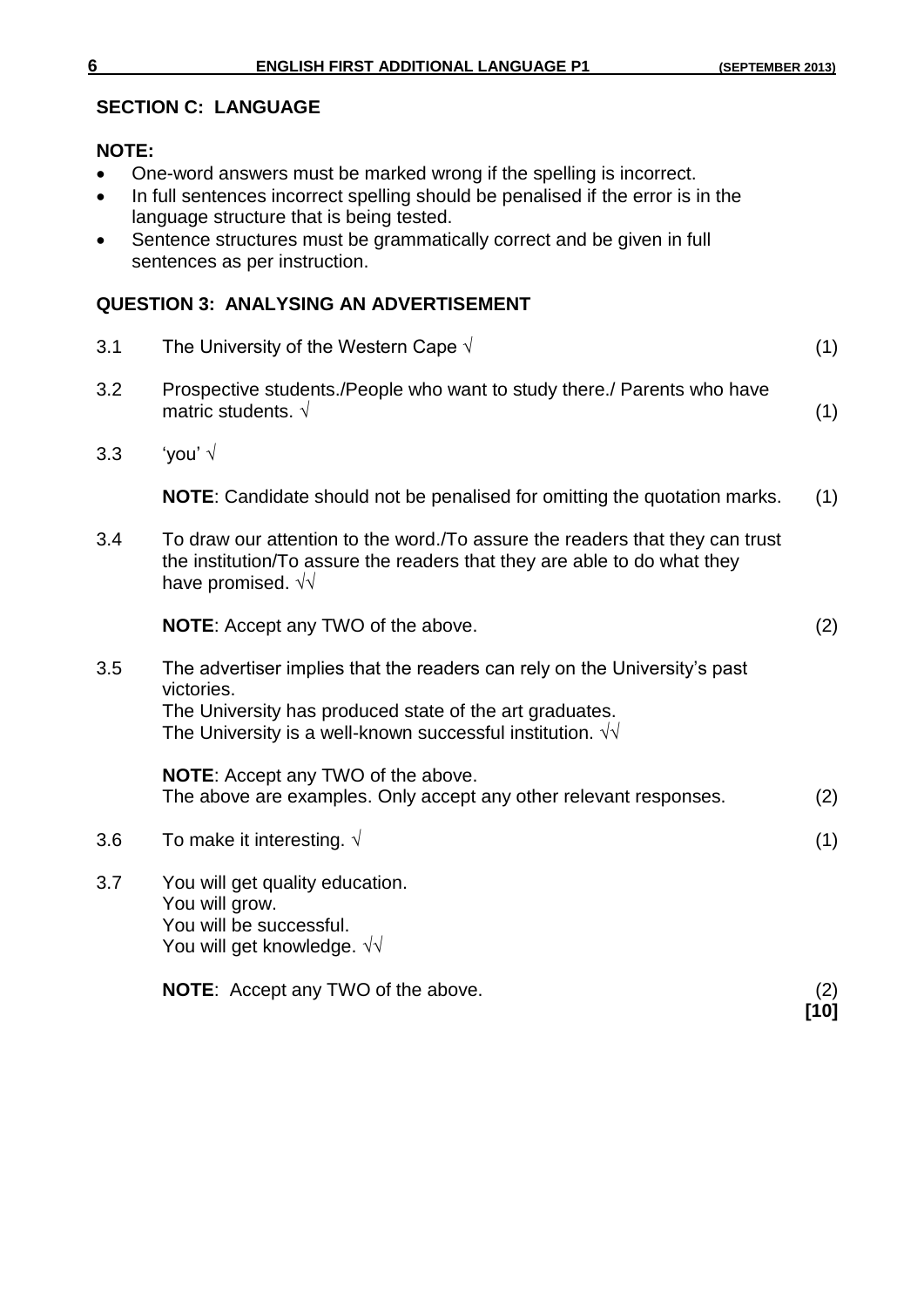## SECTION C: LANGUAGE

**NOTE:**

- One-word answers must be marked wrong if the spelling is incorrect.
- In full sentences incorrect spelling should be penalised if the error is in the language structure that is being tested.
- Sentence structures must be grammatically correct and be given in full sentences as per instruction.

## QUESTION 3: ANALYSING AN ADVERTISEMENT

3.1 The University of the Western Cape √ (1)

3.2 Prospective students./People who want to study there./ Parents who have matric students. √ (1)

3.3 'you' √

**NOTE**: Candidate should not be penalised for omitting the quotation marks. (1)

3.4 To draw our attention to the word./To assure the readers that they can trust the institution/To assure the readers that they are able to do what they have promised. √√

**NOTE**: Accept any TWO of the above. (2)

3.5 The advertiser implies that the readers can rely on the University's past victories.
The University has produced state of the art graduates.
The University is a well-known successful institution. √√

**NOTE**: Accept any TWO of the above.
The above are examples. Only accept any other relevant responses. (2)

3.6 To make it interesting. √ (1)

3.7 You will get quality education.
You will grow.
You will be successful.
You will get knowledge. √√

**NOTE**: Accept any TWO of the above. (2)

**[10]**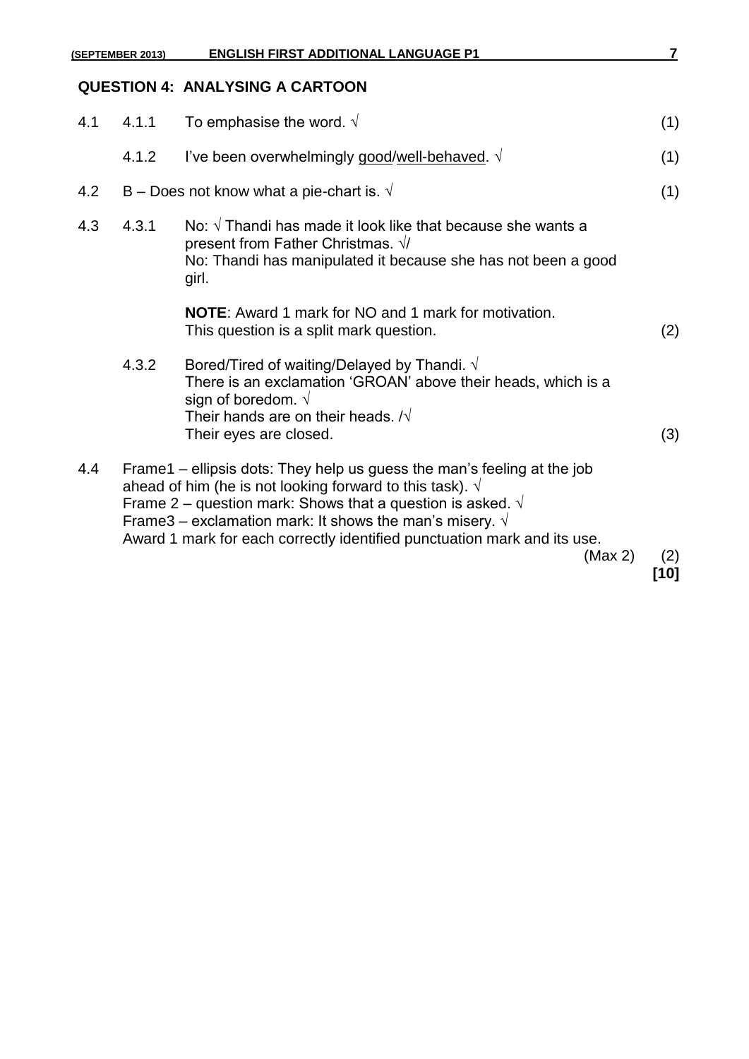## QUESTION 4: ANALYSING A CARTOON

| | | | |
|---|---|---|---|
| 4.1 | 4.1.1 | To emphasise the word. √ | (1) |
| | 4.1.2 | I've been overwhelmingly <u>good</u>/<u>well-behaved</u>. √ | (1) |
| 4.2 | | B – Does not know what a pie-chart is. √ | (1) |
| 4.3 | 4.3.1 | No: √ Thandi has made it look like that because she wants a present from Father Christmas. √/<br>No: Thandi has manipulated it because she has not been a good girl.<br><br>**NOTE**: Award 1 mark for NO and 1 mark for motivation. This question is a split mark question. | (2) |
| | 4.3.2 | Bored/Tired of waiting/Delayed by Thandi. √<br>There is an exclamation 'GROAN' above their heads, which is a sign of boredom. √<br>Their hands are on their heads. /√<br>Their eyes are closed. | (3) |
| 4.4 | | Frame1 – ellipsis dots: They help us guess the man's feeling at the job ahead of him (he is not looking forward to this task). √<br>Frame 2 – question mark: Shows that a question is asked. √<br>Frame3 – exclamation mark: It shows the man's misery. √<br>Award 1 mark for each correctly identified punctuation mark and its use. (Max 2) | (2) |
| | | | **[10]** |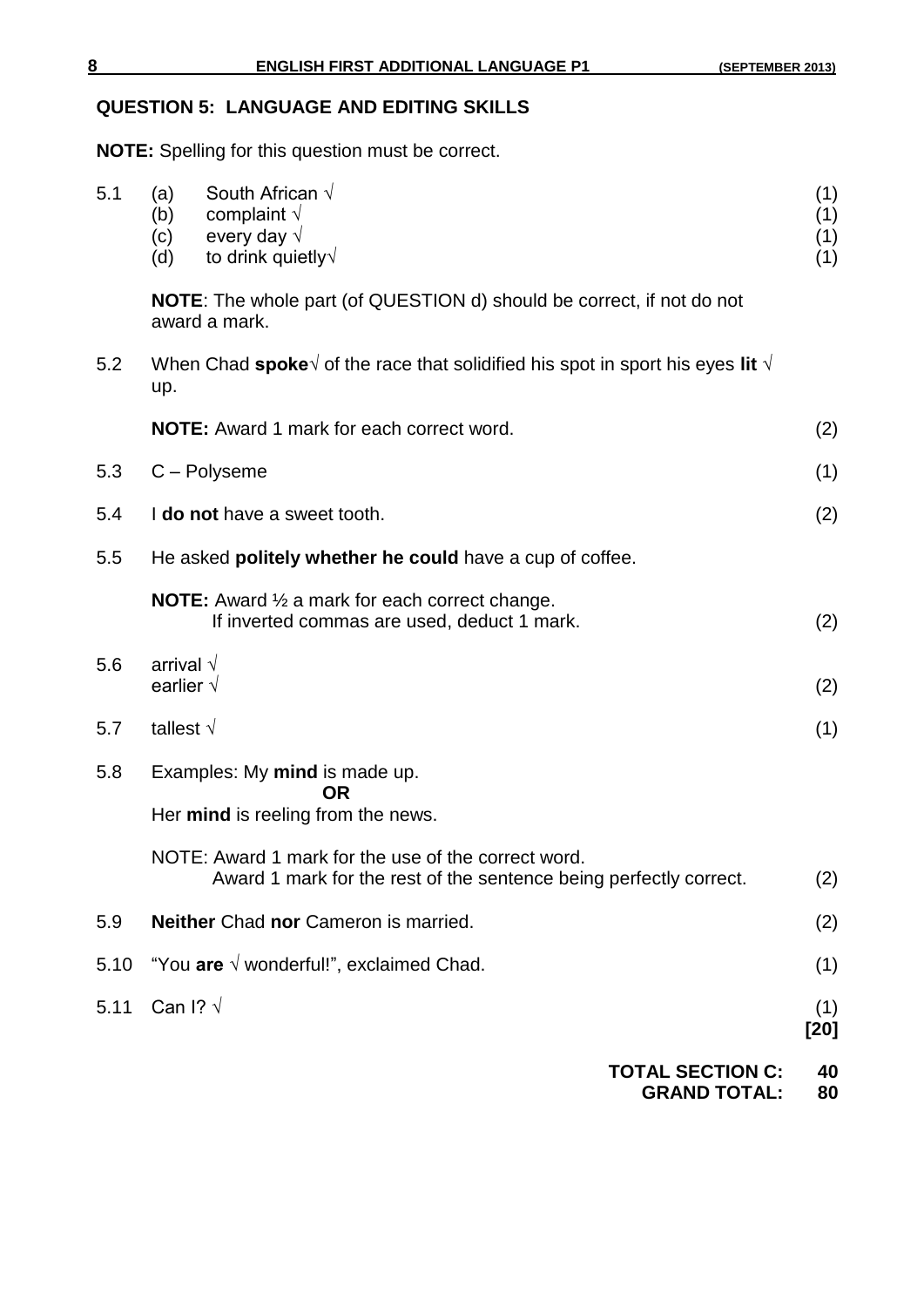## QUESTION 5: LANGUAGE AND EDITING SKILLS

**NOTE:** Spelling for this question must be correct.

5.1 (a) South African √ (1)
(b) complaint √ (1)
(c) every day √ (1)
(d) to drink quietly√ (1)

**NOTE**: The whole part (of QUESTION d) should be correct, if not do not award a mark.

5.2 When Chad **spoke**√ of the race that solidified his spot in sport his eyes **lit** √ up.

**NOTE:** Award 1 mark for each correct word. (2)

5.3 C – Polyseme (1)

5.4 I **do not** have a sweet tooth. (2)

5.5 He asked **politely whether he could** have a cup of coffee.

**NOTE:** Award ½ a mark for each correct change.
If inverted commas are used, deduct 1 mark. (2)

5.6 arrival √
earlier √ (2)

5.7 tallest √ (1)

5.8 Examples: My **mind** is made up.

**OR**

Her **mind** is reeling from the news.

NOTE: Award 1 mark for the use of the correct word.
Award 1 mark for the rest of the sentence being perfectly correct. (2)

5.9 **Neither** Chad **nor** Cameron is married. (2)

5.10 "You **are** √ wonderful!", exclaimed Chad. (1)

5.11 Can I? √ (1)
**[20]**

**TOTAL SECTION C: 40**
**GRAND TOTAL: 80**